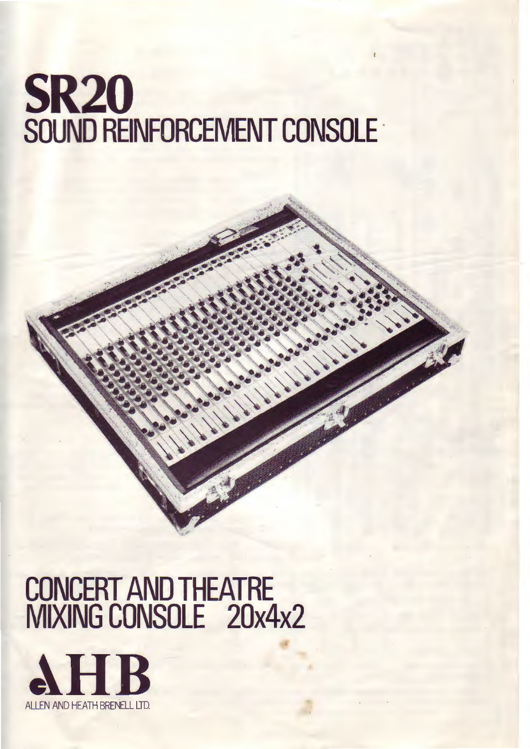# SR20
## SOUND REINFORCEMENT CONSOLE

## CONCERT AND THEATRE MIXING CONSOLE 20x4x2

**AHB**

ALLEN AND HEATH BRENELL LTD.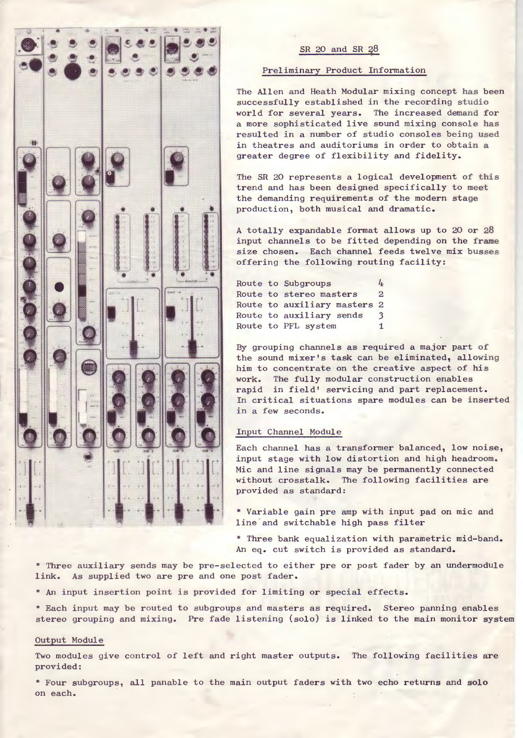## SR 20 and SR 28

### Preliminary Product Information

The Allen and Heath Modular mixing concept has been successfully established in the recording studio world for several years. The increased demand for a more sophisticated live sound mixing console has resulted in a number of studio consoles being used in theatres and auditoriums in order to obtain a greater degree of flexibility and fidelity.

The SR 20 represents a logical development of this trend and has been designed specifically to meet the demanding requirements of the modern stage production, both musical and dramatic.

A totally expandable format allows up to 20 or 28 input channels to be fitted depending on the frame size chosen. Each channel feeds twelve mix busses offering the following routing facility:

| | |
|---|---|
| Route to Subgroups | 4 |
| Route to stereo masters | 2 |
| Route to auxiliary masters | 2 |
| Route to auxiliary sends | 3 |
| Route to PFL system | 1 |

By grouping channels as required a major part of the sound mixer's task can be eliminated, allowing him to concentrate on the creative aspect of his work. The fully modular construction enables rapid in field' servicing and part replacement. In critical situations spare modules can be inserted in a few seconds.

### Input Channel Module

Each channel has a transformer balanced, low noise, input stage with low distortion and high headroom. Mic and line signals may be permanently connected without crosstalk. The following facilities are provided as standard:

* Variable gain pre amp with input pad on mic and line and switchable high pass filter

* Three bank equalization with parametric mid-band. An eq. cut switch is provided as standard.

* Three auxiliary sends may be pre-selected to either pre or post fader by an undermodule link. As supplied two are pre and one post fader.

* An input insertion point is provided for limiting or special effects.

* Each input may be routed to subgroups and masters as required. Stereo panning enables stereo grouping and mixing. Pre fade listening (solo) is linked to the main monitor system

### Output Module

Two modules give control of left and right master outputs. The following facilities are provided:

* Four subgroups, all panable to the main output faders with two echo returns and solo on each.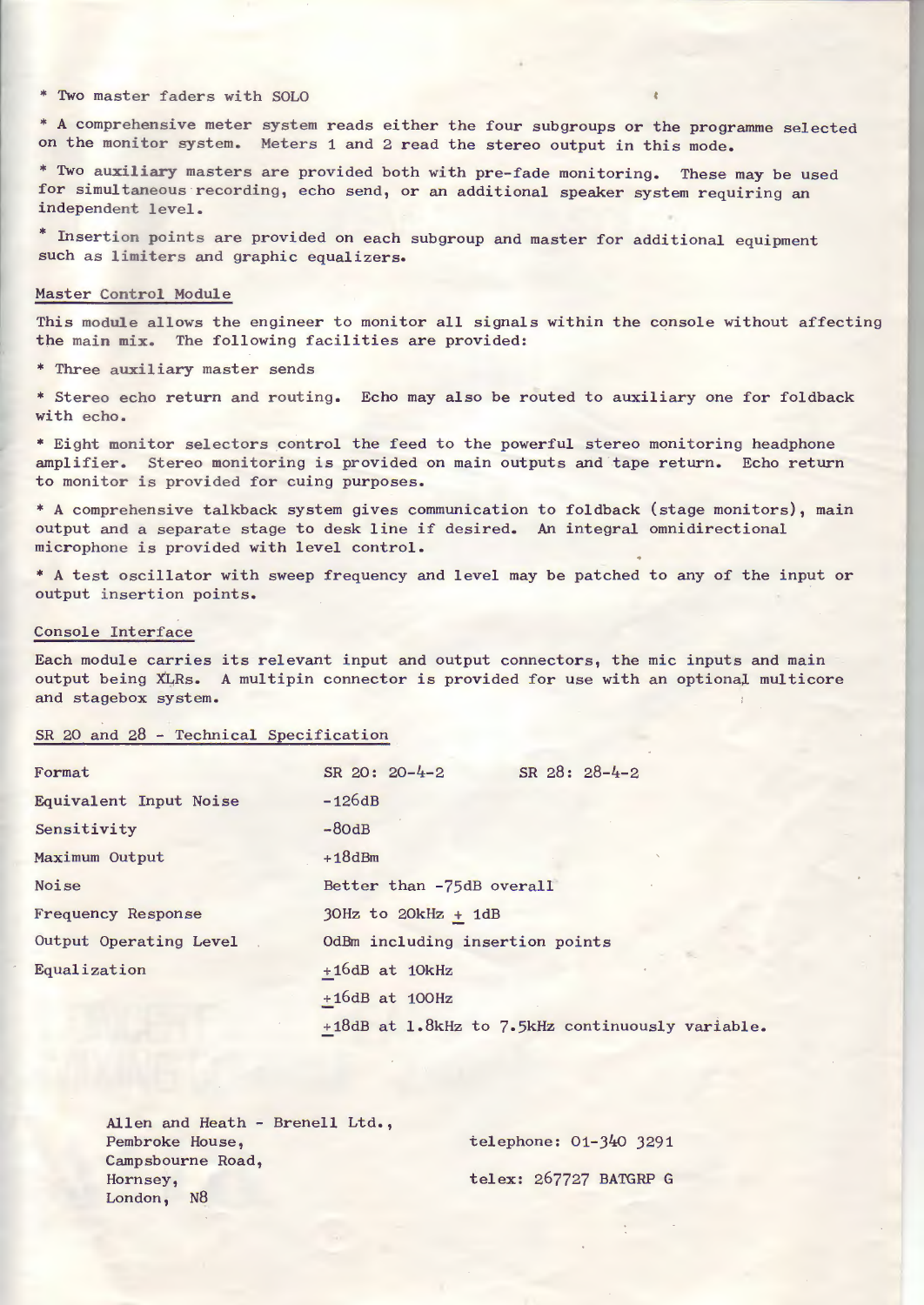* Two master faders with SOLO

* A comprehensive meter system reads either the four subgroups or the programme selected on the monitor system. Meters 1 and 2 read the stereo output in this mode.

* Two auxiliary masters are provided both with pre-fade monitoring. These may be used for simultaneous recording, echo send, or an additional speaker system requiring an independent level.

* Insertion points are provided on each subgroup and master for additional equipment such as limiters and graphic equalizers.

## Master Control Module

This module allows the engineer to monitor all signals within the console without affecting the main mix. The following facilities are provided:

* Three auxiliary master sends

* Stereo echo return and routing. Echo may also be routed to auxiliary one for foldback with echo.

* Eight monitor selectors control the feed to the powerful stereo monitoring headphone amplifier. Stereo monitoring is provided on main outputs and tape return. Echo return to monitor is provided for cuing purposes.

* A comprehensive talkback system gives communication to foldback (stage monitors), main output and a separate stage to desk line if desired. An integral omnidirectional microphone is provided with level control.

* A test oscillator with sweep frequency and level may be patched to any of the input or output insertion points.

## Console Interface

Each module carries its relevant input and output connectors, the mic inputs and main output being XLRs. A multipin connector is provided for use with an optional multicore and stagebox system.

## SR 20 and 28 - Technical Specification

| | | |
|---|---|---|
| Format | SR 20: 20-4-2 | SR 28: 28-4-2 |
| Equivalent Input Noise | -126dB | |
| Sensitivity | -80dB | |
| Maximum Output | +18dBm | |
| Noise | Better than -75dB overall | |
| Frequency Response | 30Hz to 20kHz ± 1dB | |
| Output Operating Level | 0dBm including insertion points | |
| Equalization | ±16dB at 10kHz | |
| | ±16dB at 100Hz | |
| | ±18dB at 1.8kHz to 7.5kHz continuously variable. | |

Allen and Heath - Brenell Ltd.,
Pembroke House,
Campsbourne Road,
Hornsey,
London, N8

telephone: 01-340 3291

telex: 267727 BATGRP G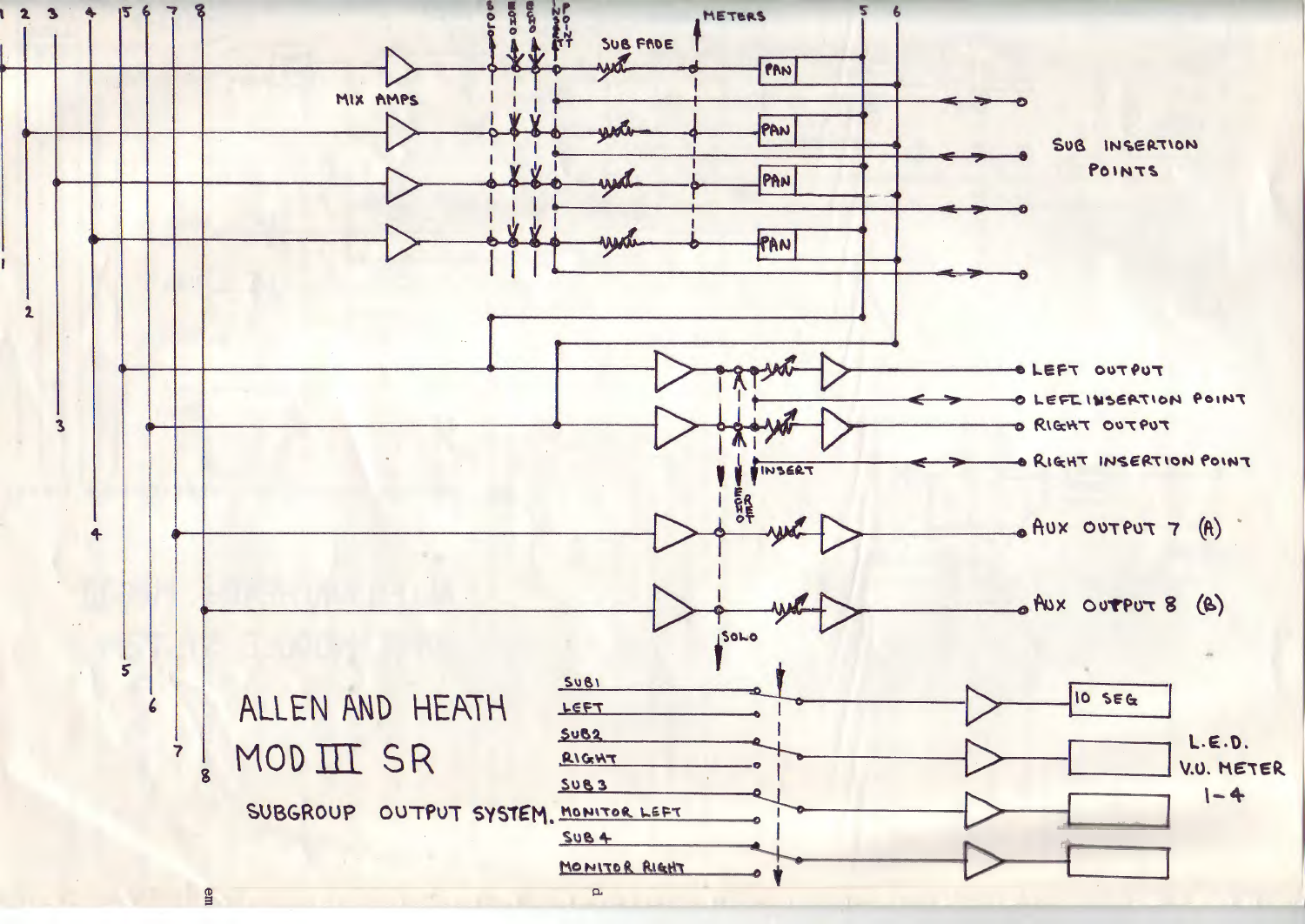# ALLEN AND HEATH

## MOD III SR

SUBGROUP OUTPUT SYSTEM.

1 2 3 4 5 6 7 8

MIX AMPS

SOLO

ECHO A

ECHO B

INPUT SOINT

SUB FADE

METERS

PAN

PAN

PAN

PAN

5 6

SUB INSERTION POINTS

LEFT OUTPUT

LEFT INSERTION POINT

RIGHT OUTPUT

RIGHT INSERTION POINT

INSERT

ECHO RET

AUX OUTPUT 7 (A)

AUX OUTPUT 8 (B)

SOLO

SUB1

LEFT

SUB2

RIGHT

SUB3

MONITOR LEFT

SUB4

MONITOR RIGHT

10 SEG

L.E.D.
V.U. METER
1-4